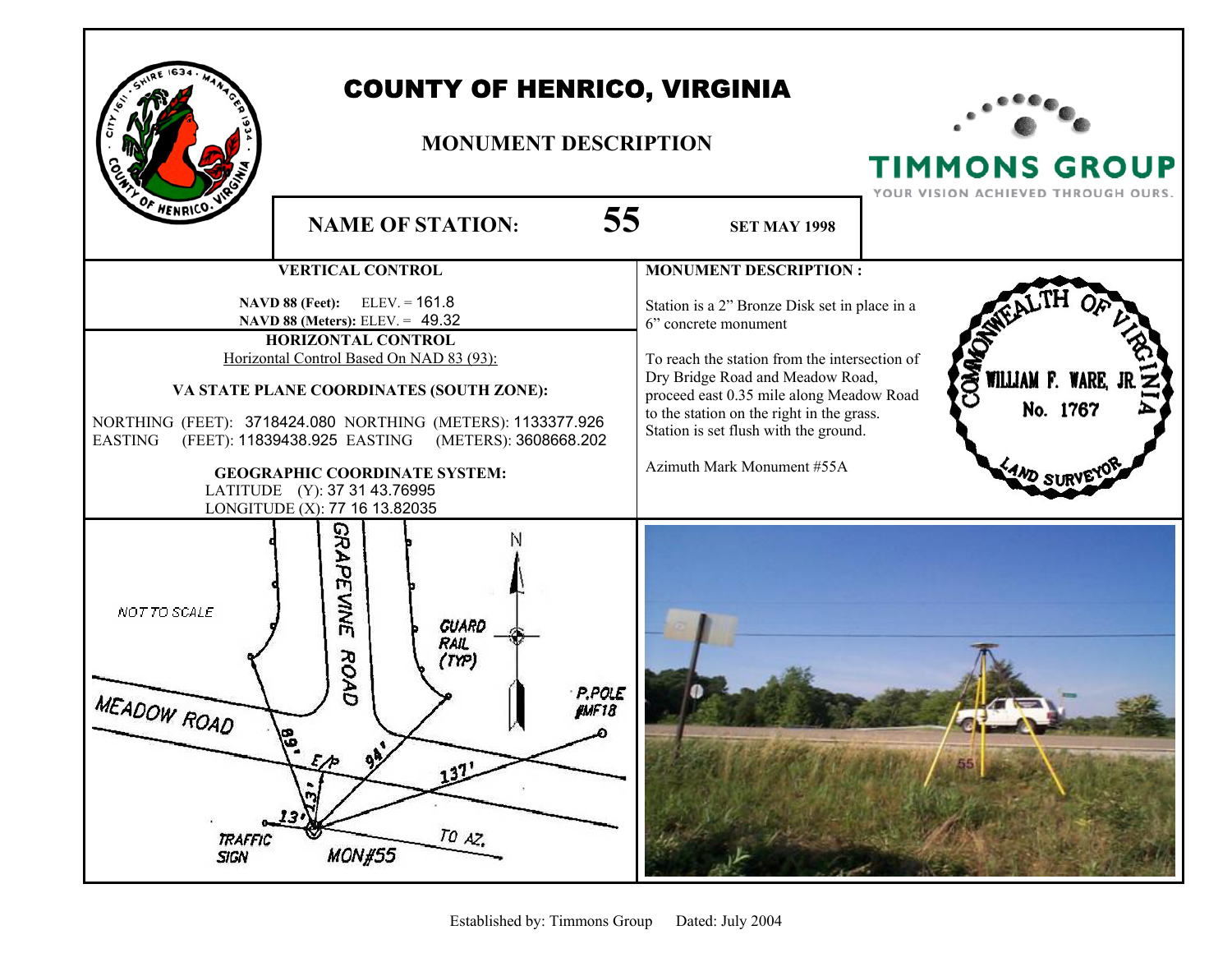# COUNTY OF HENRICO, VIRGINIA

## MONUMENT DESCRIPTION

TIMMONS GROUP
YOUR VISION ACHIEVED THROUGH OURS.

**NAME OF STATION:** **55** **SET MAY 1998**

### VERTICAL CONTROL

**NAVD 88 (Feet):** ELEV. = 161.8
**NAVD 88 (Meters):** ELEV. = 49.32

### HORIZONTAL CONTROL

Horizontal Control Based On NAD 83 (93):

**VA STATE PLANE COORDINATES (SOUTH ZONE):**

NORTHING (FEET): 3718424.080 NORTHING (METERS): 1133377.926
EASTING (FEET): 11839438.925 EASTING (METERS): 3608668.202

**GEOGRAPHIC COORDINATE SYSTEM:**

LATITUDE (Y): 37 31 43.76995
LONGITUDE (X): 77 16 13.82035

### MONUMENT DESCRIPTION :

Station is a 2" Bronze Disk set in place in a 6" concrete monument

To reach the station from the intersection of Dry Bridge Road and Meadow Road, proceed east 0.35 mile along Meadow Road to the station on the right in the grass. Station is set flush with the ground.

Azimuth Mark Monument #55A

COMMONWEALTH OF VIRGINIA
WILLIAM F. WARE, JR.
No. 1767
LAND SURVEYOR

NOT TO SCALE

GRAPEVINE ROAD

MEADOW ROAD

GUARD RAIL (TYP)

P.POLE #MF18

89' E/P 94' 137' 13' 13'

TRAFFIC SIGN

MON#55

TO AZ.

N

55

Established by: Timmons Group Dated: July 2004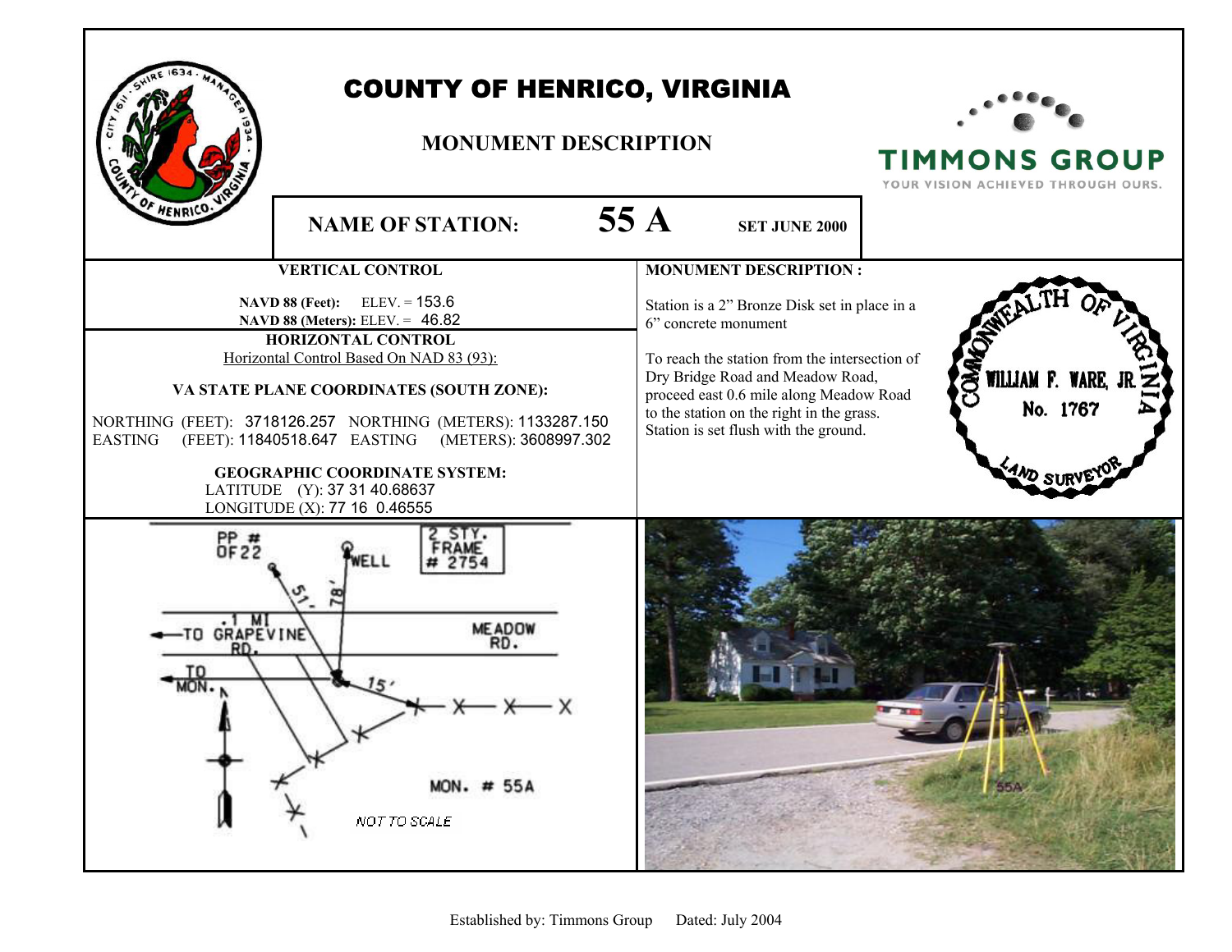# COUNTY OF HENRICO, VIRGINIA

## MONUMENT DESCRIPTION

TIMMONS GROUP
YOUR VISION ACHIEVED THROUGH OURS.

**NAME OF STATION:** **55 A** **SET JUNE 2000**

### VERTICAL CONTROL

**NAVD 88 (Feet):** ELEV. = 153.6
**NAVD 88 (Meters):** ELEV. = 46.82

### HORIZONTAL CONTROL

Horizontal Control Based On NAD 83 (93):

**VA STATE PLANE COORDINATES (SOUTH ZONE):**

NORTHING (FEET): 3718126.257 NORTHING (METERS): 1133287.150
EASTING (FEET): 11840518.647 EASTING (METERS): 3608997.302

**GEOGRAPHIC COORDINATE SYSTEM:**

LATITUDE (Y): 37 31 40.68637
LONGITUDE (X): 77 16 0.46555

### MONUMENT DESCRIPTION :

Station is a 2" Bronze Disk set in place in a 6" concrete monument

To reach the station from the intersection of Dry Bridge Road and Meadow Road, proceed east 0.6 mile along Meadow Road to the station on the right in the grass. Station is set flush with the ground.

COMMONWEALTH OF VIRGINIA
WILLIAM F. WARE, JR.
No. 1767
LAND SURVEYOR

PP # OF22
WELL
2 STY. FRAME # 2754
51'
78'
.1 MI
TO GRAPEVINE RD.
MEADOW RD.
TO MON.
15'
MON. # 55A
NOT TO SCALE

55A

Established by: Timmons Group Dated: July 2004